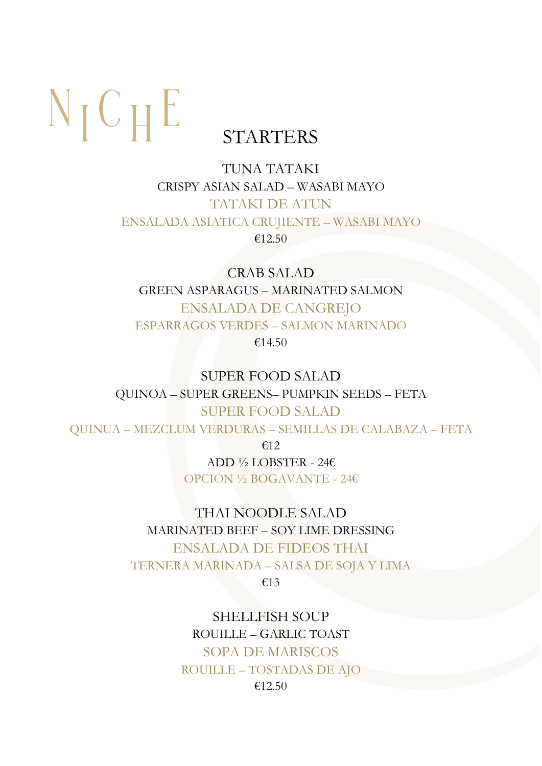# NICHE

## STARTERS

### TUNA TATAKI
CRISPY ASIAN SALAD – WASABI MAYO

TATAKI DE ATUN

ENSALADA ASIATICA CRUJIENTE – WASABI MAYO

€12.50

### CRAB SALAD
GREEN ASPARAGUS – MARINATED SALMON

ENSALADA DE CANGREJO

ESPARRAGOS VERDES – SALMON MARINADO

€14.50

### SUPER FOOD SALAD
QUINOA – SUPER GREENS– PUMPKIN SEEDS – FETA

SUPER FOOD SALAD

QUINUA – MEZCLUM VERDURAS – SEMILLAS DE CALABAZA – FETA

€12

ADD ½ LOBSTER - 24€

OPCION ½ BOGAVANTE - 24€

### THAI NOODLE SALAD
MARINATED BEEF – SOY LIME DRESSING

ENSALADA DE FIDEOS THAI

TERNERA MARINADA – SALSA DE SOJA Y LIMA

€13

### SHELLFISH SOUP
ROUILLE – GARLIC TOAST

SOPA DE MARISCOS

ROUILLE – TOSTADAS DE AJO

€12.50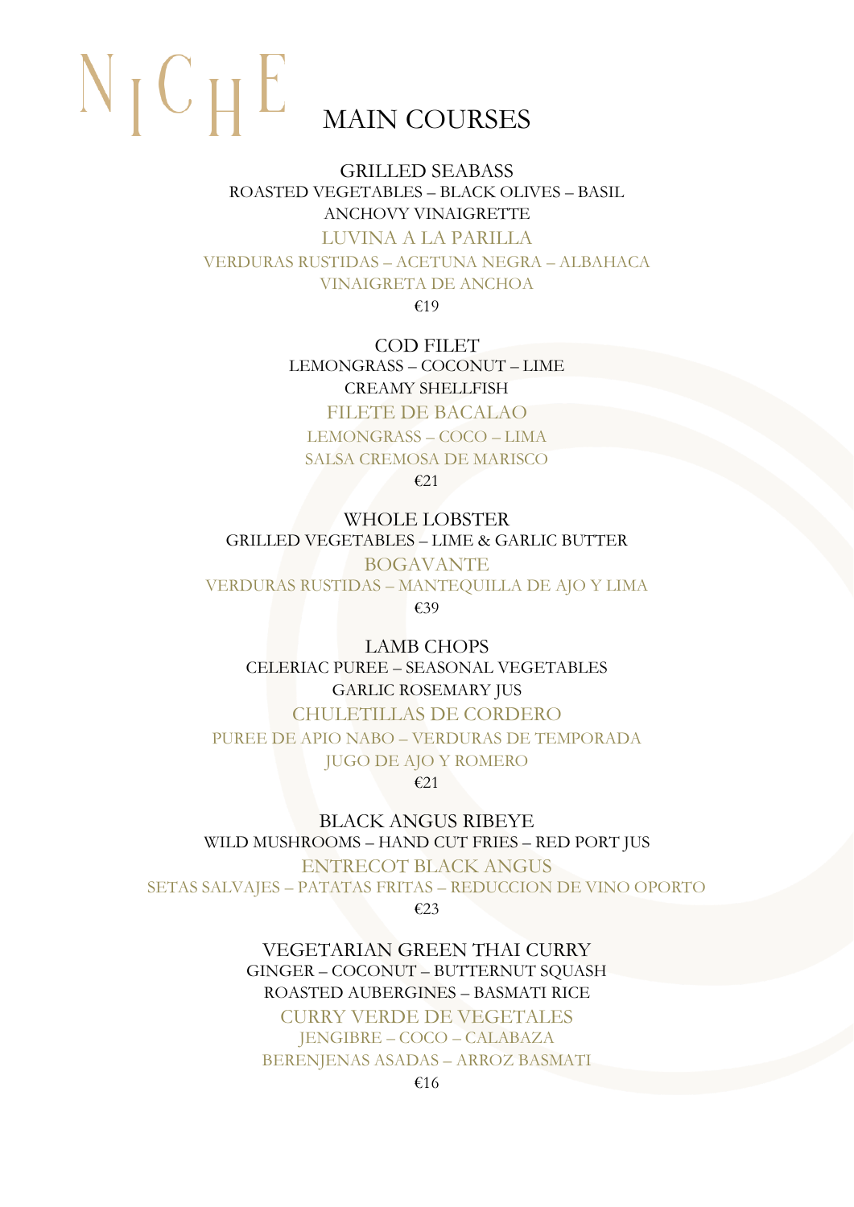# NICHE

## MAIN COURSES

### GRILLED SEABASS
ROASTED VEGETABLES – BLACK OLIVES – BASIL
ANCHOVY VINAIGRETTE

LUVINA A LA PARILLA
VERDURAS RUSTIDAS – ACETUNA NEGRA – ALBAHACA
VINAIGRETA DE ANCHOA

€19

### COD FILET
LEMONGRASS – COCONUT – LIME
CREAMY SHELLFISH

FILETE DE BACALAO
LEMONGRASS – COCO – LIMA
SALSA CREMOSA DE MARISCO

€21

### WHOLE LOBSTER
GRILLED VEGETABLES – LIME & GARLIC BUTTER

BOGAVANTE
VERDURAS RUSTIDAS – MANTEQUILLA DE AJO Y LIMA

€39

### LAMB CHOPS
CELERIAC PUREE – SEASONAL VEGETABLES
GARLIC ROSEMARY JUS

CHULETILLAS DE CORDERO
PUREE DE APIO NABO – VERDURAS DE TEMPORADA
JUGO DE AJO Y ROMERO

€21

### BLACK ANGUS RIBEYE
WILD MUSHROOMS – HAND CUT FRIES – RED PORT JUS

ENTRECOT BLACK ANGUS
SETAS SALVAJES – PATATAS FRITAS – REDUCCION DE VINO OPORTO

€23

### VEGETARIAN GREEN THAI CURRY
GINGER – COCONUT – BUTTERNUT SQUASH
ROASTED AUBERGINES – BASMATI RICE

CURRY VERDE DE VEGETALES
JENGIBRE – COCO – CALABAZA
BERENJENAS ASADAS – ARROZ BASMATI

€16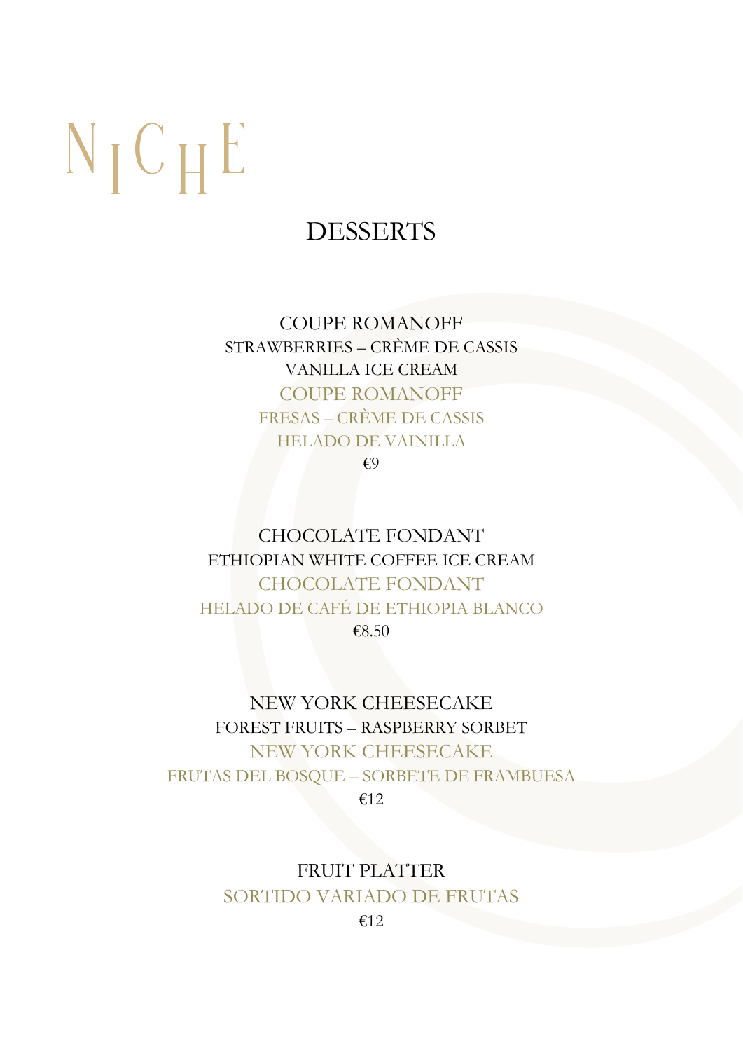NICHE

# DESSERTS

COUPE ROMANOFF
STRAWBERRIES – CRÈME DE CASSIS
VANILLA ICE CREAM
COUPE ROMANOFF
FRESAS – CRÈME DE CASSIS
HELADO DE VAINILLA
€9

CHOCOLATE FONDANT
ETHIOPIAN WHITE COFFEE ICE CREAM
CHOCOLATE FONDANT
HELADO DE CAFÉ DE ETHIOPIA BLANCO
€8.50

NEW YORK CHEESECAKE
FOREST FRUITS – RASPBERRY SORBET
NEW YORK CHEESECAKE
FRUTAS DEL BOSQUE – SORBETE DE FRAMBUESA
€12

FRUIT PLATTER
SORTIDO VARIADO DE FRUTAS
€12